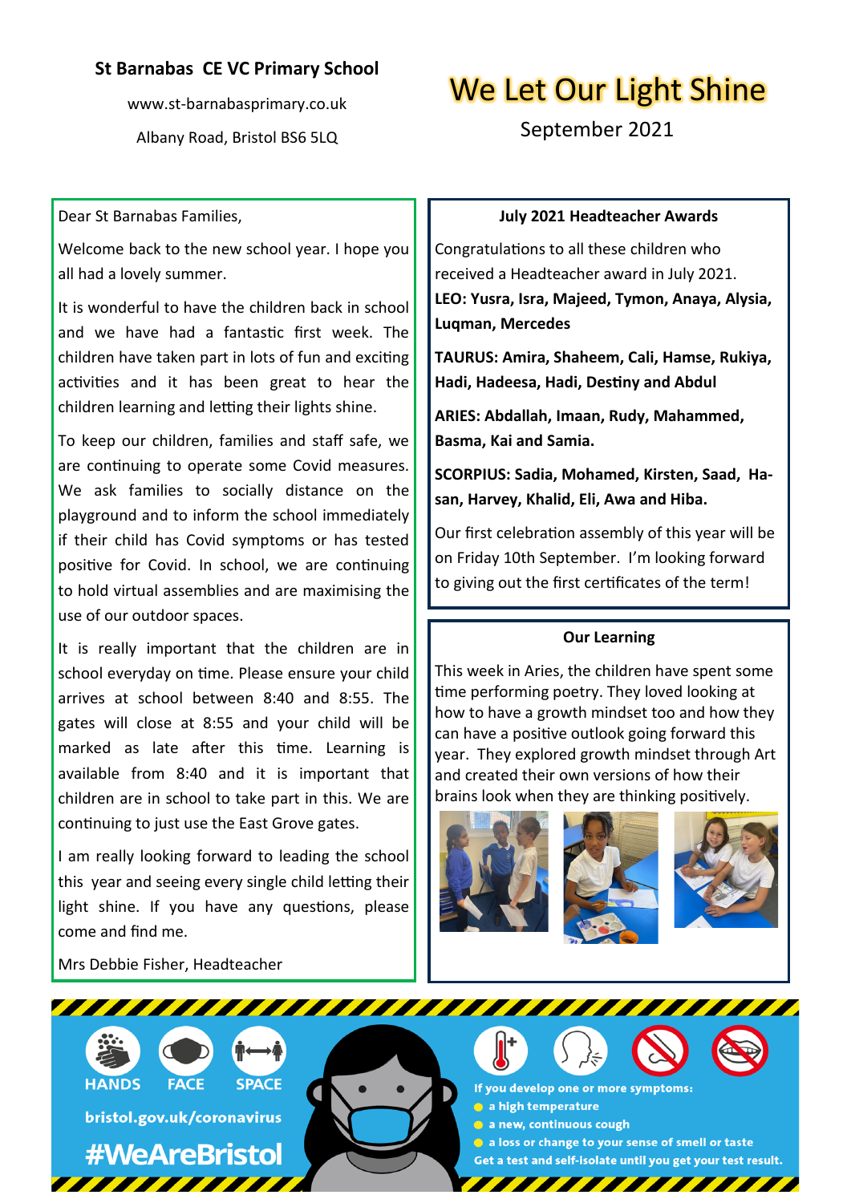**St Barnabas CE VC Primary School**

www.st-barnabasprimary.co.uk

Albany Road, Bristol BS6 5LQ

# We Let Our Light Shine

September 2021

Dear St Barnabas Families,

Welcome back to the new school year. I hope you all had a lovely summer.

It is wonderful to have the children back in school and we have had a fantastic first week. The children have taken part in lots of fun and exciting activities and it has been great to hear the children learning and letting their lights shine.

To keep our children, families and staff safe, we are continuing to operate some Covid measures. We ask families to socially distance on the playground and to inform the school immediately if their child has Covid symptoms or has tested positive for Covid. In school, we are continuing to hold virtual assemblies and are maximising the use of our outdoor spaces.

It is really important that the children are in school everyday on time. Please ensure your child arrives at school between 8:40 and 8:55. The gates will close at 8:55 and your child will be marked as late after this time. Learning is available from 8:40 and it is important that children are in school to take part in this. We are continuing to just use the East Grove gates.

I am really looking forward to leading the school this year and seeing every single child letting their light shine. If you have any questions, please come and find me.

Mrs Debbie Fisher, Headteacher

## July 2021 Headteacher Awards

Congratulations to all these children who received a Headteacher award in July 2021.

**LEO: Yusra, Isra, Majeed, Tymon, Anaya, Alysia, Luqman, Mercedes**

**TAURUS: Amira, Shaheem, Cali, Hamse, Rukiya, Hadi, Hadeesa, Hadi, Destiny and Abdul**

**ARIES: Abdallah, Imaan, Rudy, Mahammed, Basma, Kai and Samia.**

**SCORPIUS: Sadia, Mohamed, Kirsten, Saad, Hasan, Harvey, Khalid, Eli, Awa and Hiba.**

Our first celebration assembly of this year will be on Friday 10th September. I'm looking forward to giving out the first certificates of the term!

## Our Learning

This week in Aries, the children have spent some time performing poetry. They loved looking at how to have a growth mindset too and how they can have a positive outlook going forward this year. They explored growth mindset through Art and created their own versions of how their brains look when they are thinking positively.

HANDS FACE SPACE

bristol.gov.uk/coronavirus

#WeAreBristol

If you develop one or more symptoms:

- a high temperature
- a new, continuous cough
- a loss or change to your sense of smell or taste

Get a test and self-isolate until you get your test result.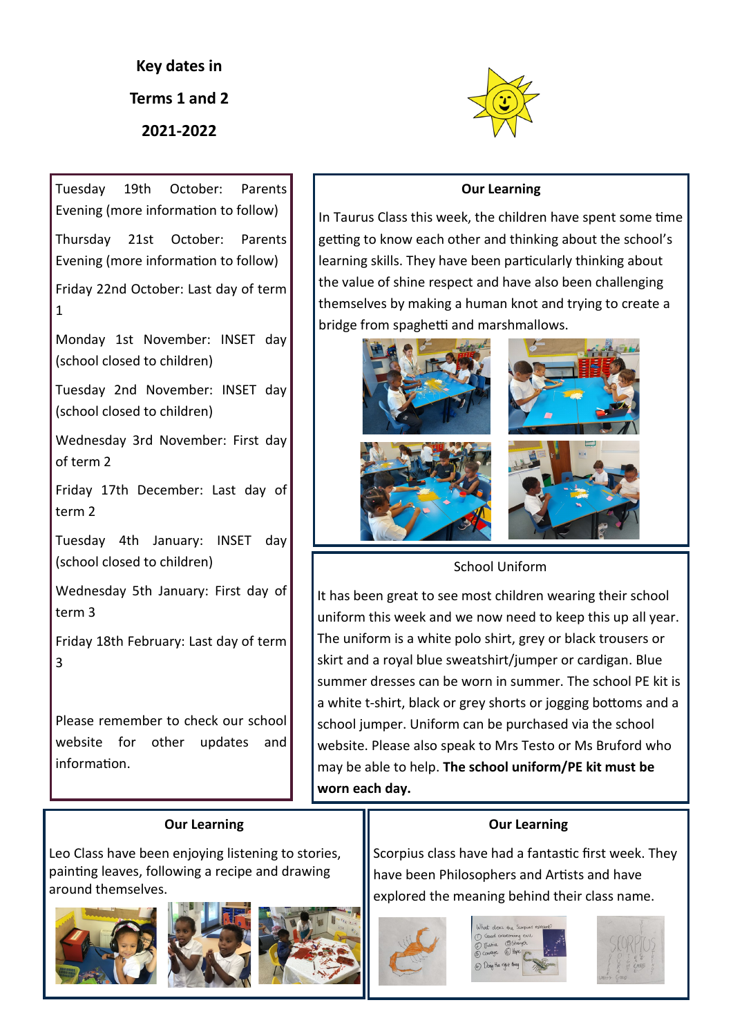## Key dates in Terms 1 and 2 2021-2022

Tuesday 19th October: Parents Evening (more information to follow)

Thursday 21st October: Parents Evening (more information to follow)

Friday 22nd October: Last day of term 1

Monday 1st November: INSET day (school closed to children)

Tuesday 2nd November: INSET day (school closed to children)

Wednesday 3rd November: First day of term 2

Friday 17th December: Last day of term 2

Tuesday 4th January: INSET day (school closed to children)

Wednesday 5th January: First day of term 3

Friday 18th February: Last day of term 3

Please remember to check our school website for other updates and information.

### Our Learning

In Taurus Class this week, the children have spent some time getting to know each other and thinking about the school's learning skills. They have been particularly thinking about the value of shine respect and have also been challenging themselves by making a human knot and trying to create a bridge from spaghetti and marshmallows.

### School Uniform

It has been great to see most children wearing their school uniform this week and we now need to keep this up all year. The uniform is a white polo shirt, grey or black trousers or skirt and a royal blue sweatshirt/jumper or cardigan. Blue summer dresses can be worn in summer. The school PE kit is a white t-shirt, black or grey shorts or jogging bottoms and a school jumper. Uniform can be purchased via the school website. Please also speak to Mrs Testo or Ms Bruford who may be able to help. **The school uniform/PE kit must be worn each day.**

### Our Learning

Leo Class have been enjoying listening to stories, painting leaves, following a recipe and drawing around themselves.

### Our Learning

Scorpius class have had a fantastic first week. They have been Philosophers and Artists and have explored the meaning behind their class name.